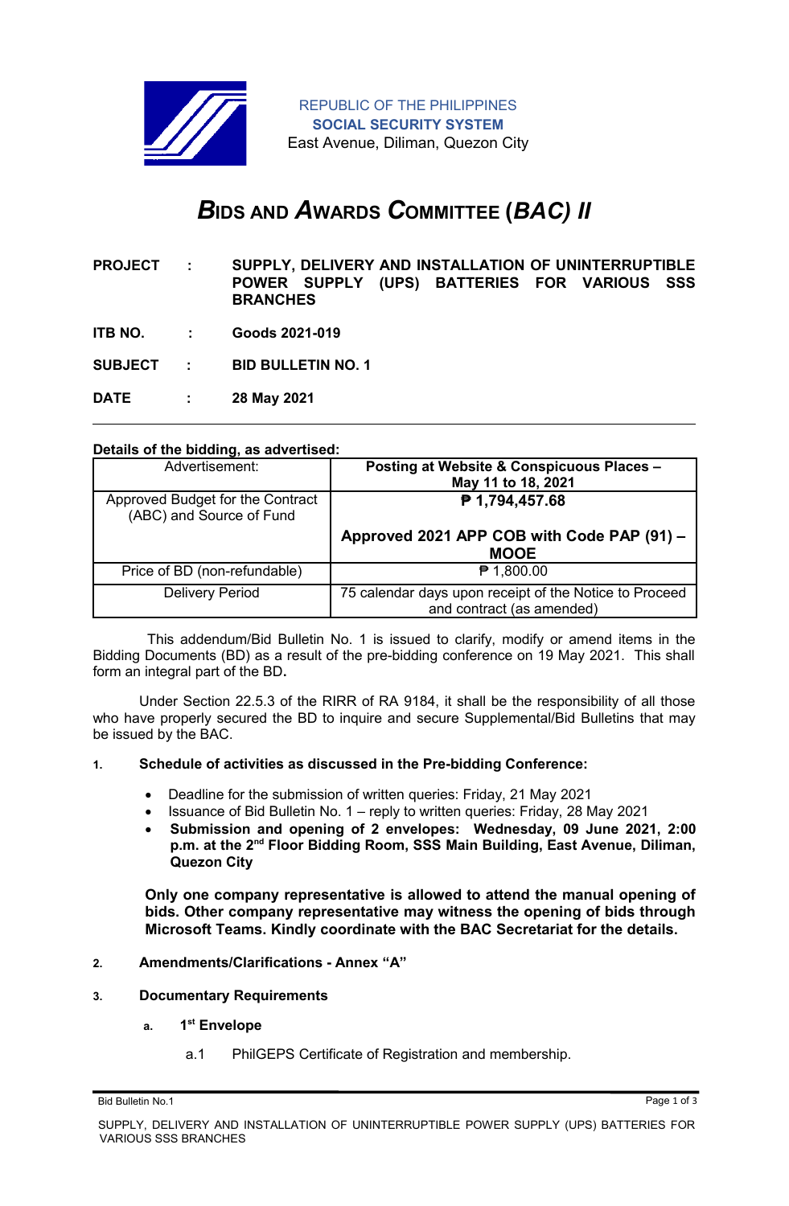REPUBLIC OF THE PHILIPPINES
**SOCIAL SECURITY SYSTEM**
East Avenue, Diliman, Quezon City

# *B*IDS AND *A*WARDS *C*OMMITTEE (*BAC) II*

**PROJECT : SUPPLY, DELIVERY AND INSTALLATION OF UNINTERRUPTIBLE POWER SUPPLY (UPS) BATTERIES FOR VARIOUS SSS BRANCHES**

**ITB NO. : Goods 2021-019**

**SUBJECT : BID BULLETIN NO. 1**

**DATE : 28 May 2021**

---

**Details of the bidding, as advertised:**

| Advertisement: | **Posting at Website & Conspicuous Places – May 11 to 18, 2021** |
|---|---|
| Approved Budget for the Contract (ABC) and Source of Fund | **₱ 1,794,457.68**<br><br>**Approved 2021 APP COB with Code PAP (91) – MOOE** |
| Price of BD (non-refundable) | ₱ 1,800.00 |
| Delivery Period | 75 calendar days upon receipt of the Notice to Proceed and contract (as amended) |

This addendum/Bid Bulletin No. 1 is issued to clarify, modify or amend items in the Bidding Documents (BD) as a result of the pre-bidding conference on 19 May 2021. This shall form an integral part of the BD**.**

Under Section 22.5.3 of the RIRR of RA 9184, it shall be the responsibility of all those who have properly secured the BD to inquire and secure Supplemental/Bid Bulletins that may be issued by the BAC.

1. **Schedule of activities as discussed in the Pre-bidding Conference:**

   - Deadline for the submission of written queries: Friday, 21 May 2021
   - Issuance of Bid Bulletin No. 1 – reply to written queries: Friday, 28 May 2021
   - **Submission and opening of 2 envelopes: Wednesday, 09 June 2021, 2:00 p.m. at the 2nd Floor Bidding Room, SSS Main Building, East Avenue, Diliman, Quezon City**

   **Only one company representative is allowed to attend the manual opening of bids. Other company representative may witness the opening of bids through Microsoft Teams. Kindly coordinate with the BAC Secretariat for the details.**

2. **Amendments/Clarifications - Annex "A"**

3. **Documentary Requirements**

   a. **1st Envelope**

      a.1 PhilGEPS Certificate of Registration and membership.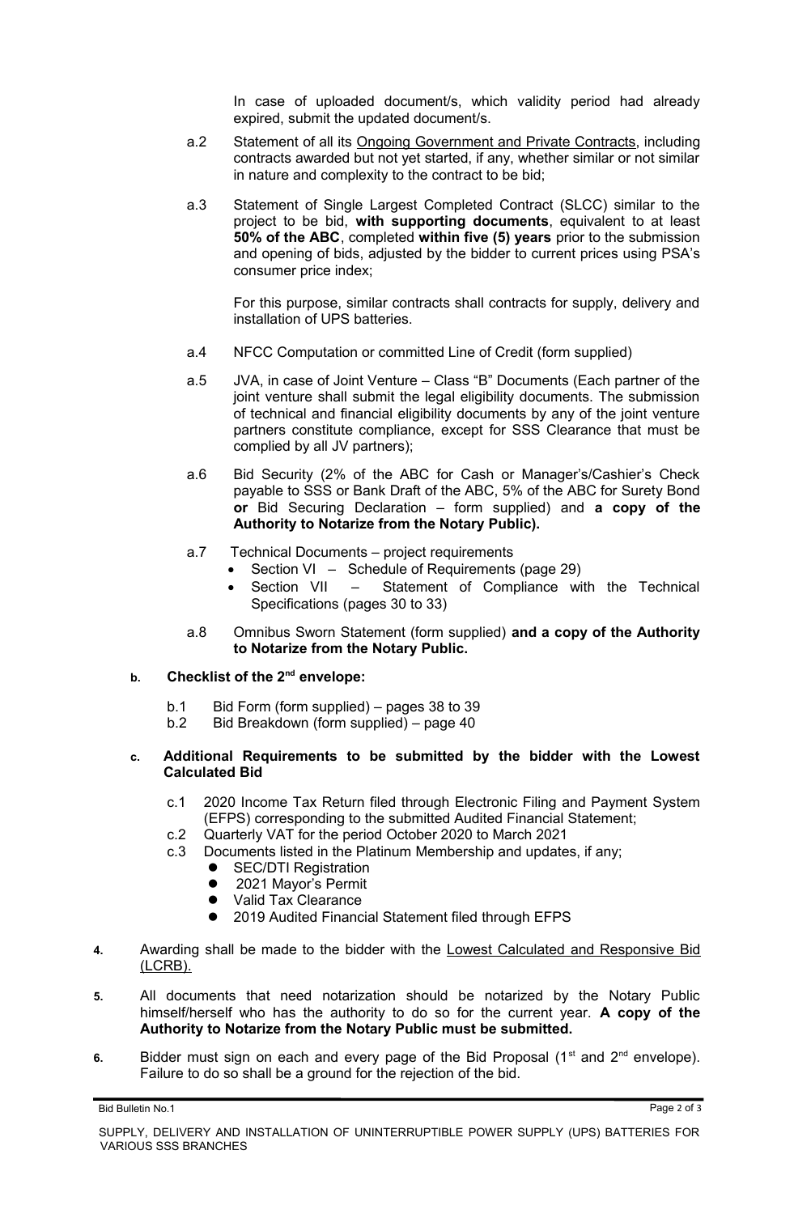In case of uploaded document/s, which validity period had already expired, submit the updated document/s.

a.2 Statement of all its Ongoing Government and Private Contracts, including contracts awarded but not yet started, if any, whether similar or not similar in nature and complexity to the contract to be bid;

a.3 Statement of Single Largest Completed Contract (SLCC) similar to the project to be bid, **with supporting documents**, equivalent to at least **50% of the ABC**, completed **within five (5) years** prior to the submission and opening of bids, adjusted by the bidder to current prices using PSA's consumer price index;

For this purpose, similar contracts shall contracts for supply, delivery and installation of UPS batteries.

a.4 NFCC Computation or committed Line of Credit (form supplied)

a.5 JVA, in case of Joint Venture – Class "B" Documents (Each partner of the joint venture shall submit the legal eligibility documents. The submission of technical and financial eligibility documents by any of the joint venture partners constitute compliance, except for SSS Clearance that must be complied by all JV partners);

a.6 Bid Security (2% of the ABC for Cash or Manager's/Cashier's Check payable to SSS or Bank Draft of the ABC, 5% of the ABC for Surety Bond **or** Bid Securing Declaration – form supplied) and **a copy of the Authority to Notarize from the Notary Public).**

a.7 Technical Documents – project requirements
- Section VI – Schedule of Requirements (page 29)
- Section VII – Statement of Compliance with the Technical Specifications (pages 30 to 33)

a.8 Omnibus Sworn Statement (form supplied) **and a copy of the Authority to Notarize from the Notary Public.**

**b. Checklist of the 2nd envelope:**

b.1 Bid Form (form supplied) – pages 38 to 39
b.2 Bid Breakdown (form supplied) – page 40

**c. Additional Requirements to be submitted by the bidder with the Lowest Calculated Bid**

c.1 2020 Income Tax Return filed through Electronic Filing and Payment System (EFPS) corresponding to the submitted Audited Financial Statement;
c.2 Quarterly VAT for the period October 2020 to March 2021
c.3 Documents listed in the Platinum Membership and updates, if any;
- SEC/DTI Registration
- 2021 Mayor's Permit
- Valid Tax Clearance
- 2019 Audited Financial Statement filed through EFPS

**4.** Awarding shall be made to the bidder with the Lowest Calculated and Responsive Bid (LCRB).

**5.** All documents that need notarization should be notarized by the Notary Public himself/herself who has the authority to do so for the current year. **A copy of the Authority to Notarize from the Notary Public must be submitted.**

**6.** Bidder must sign on each and every page of the Bid Proposal (1st and 2nd envelope). Failure to do so shall be a ground for the rejection of the bid.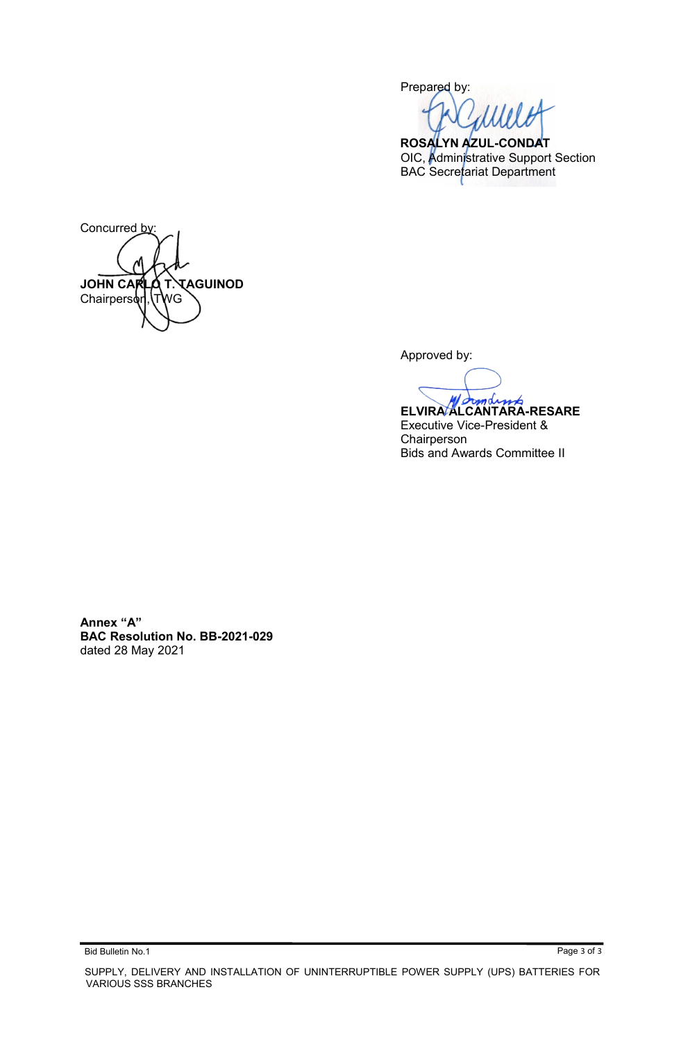Prepared by:

**ROSALYN AZUL-CONDAT**
OIC, Administrative Support Section
BAC Secretariat Department

Concurred by:

**JOHN CARLO T. TAGUINOD**
Chairperson, TWG

Approved by:

**ELVIRA ALCANTARA-RESARE**
Executive Vice-President &
Chairperson
Bids and Awards Committee II

**Annex "A"**
**BAC Resolution No. BB-2021-029**
dated 28 May 2021